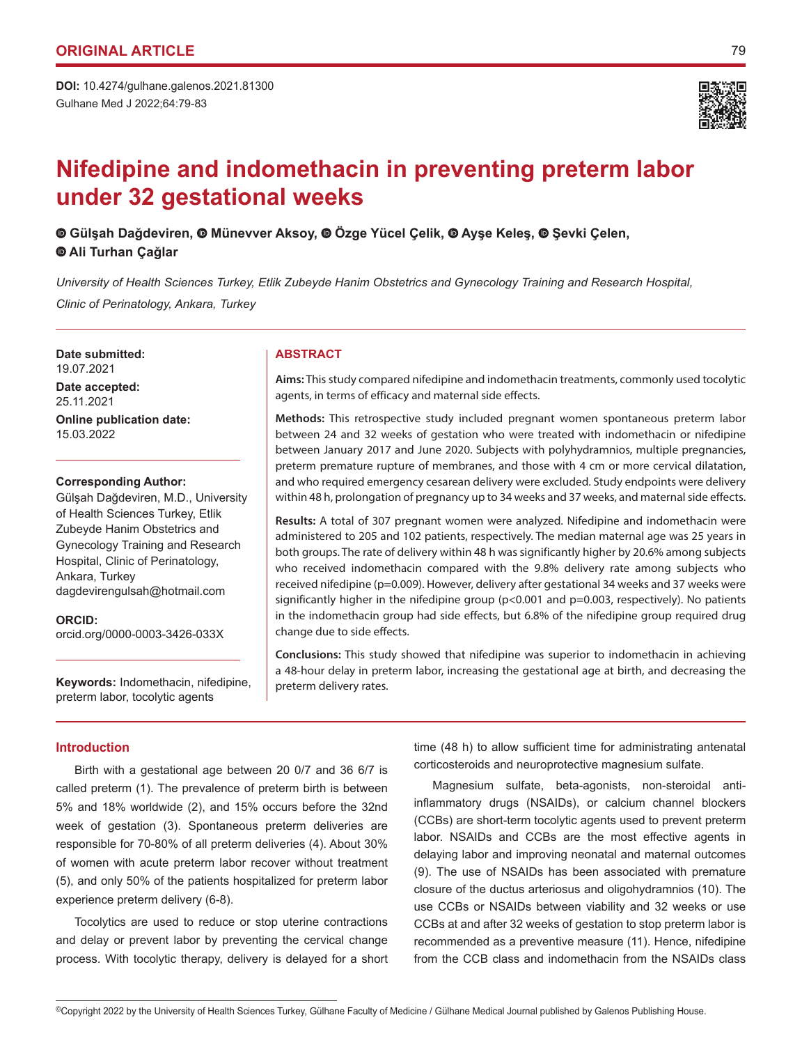**ORIGINAL ARTICLE**

**DOI:** 10.4274/gulhane.galenos.2021.81300

# Nifedipine and indomethacin in preventing preterm labor under 32 gestational weeks

**Gülşah Dağdeviren, Münevver Aksoy, Özge Yücel Çelik, Ayşe Keleş, Şevki Çelen, Ali Turhan Çağlar**

*University of Health Sciences Turkey, Etlik Zubeyde Hanim Obstetrics and Gynecology Training and Research Hospital, Clinic of Perinatology, Ankara, Turkey*

**Date submitted:** 19.07.2021

**Date accepted:** 25.11.2021

**Online publication date:** 15.03.2022

**Corresponding Author:**
Gülşah Dağdeviren, M.D., University of Health Sciences Turkey, Etlik Zubeyde Hanim Obstetrics and Gynecology Training and Research Hospital, Clinic of Perinatology, Ankara, Turkey
dagdevirengulsah@hotmail.com

**ORCID:**
orcid.org/0000-0003-3426-033X

**Keywords:** Indomethacin, nifedipine, preterm labor, tocolytic agents

## ABSTRACT

**Aims:** This study compared nifedipine and indomethacin treatments, commonly used tocolytic agents, in terms of efficacy and maternal side effects.

**Methods:** This retrospective study included pregnant women spontaneous preterm labor between 24 and 32 weeks of gestation who were treated with indomethacin or nifedipine between January 2017 and June 2020. Subjects with polyhydramnios, multiple pregnancies, preterm premature rupture of membranes, and those with 4 cm or more cervical dilatation, and who required emergency cesarean delivery were excluded. Study endpoints were delivery within 48 h, prolongation of pregnancy up to 34 weeks and 37 weeks, and maternal side effects.

**Results:** A total of 307 pregnant women were analyzed. Nifedipine and indomethacin were administered to 205 and 102 patients, respectively. The median maternal age was 25 years in both groups. The rate of delivery within 48 h was significantly higher by 20.6% among subjects who received indomethacin compared with the 9.8% delivery rate among subjects who received nifedipine (p=0.009). However, delivery after gestational 34 weeks and 37 weeks were significantly higher in the nifedipine group (p<0.001 and p=0.003, respectively). No patients in the indomethacin group had side effects, but 6.8% of the nifedipine group required drug change due to side effects.

**Conclusions:** This study showed that nifedipine was superior to indomethacin in achieving a 48-hour delay in preterm labor, increasing the gestational age at birth, and decreasing the preterm delivery rates.

## Introduction

Birth with a gestational age between 20 0/7 and 36 6/7 is called preterm (1). The prevalence of preterm birth is between 5% and 18% worldwide (2), and 15% occurs before the 32nd week of gestation (3). Spontaneous preterm deliveries are responsible for 70-80% of all preterm deliveries (4). About 30% of women with acute preterm labor recover without treatment (5), and only 50% of the patients hospitalized for preterm labor experience preterm delivery (6-8).

Tocolytics are used to reduce or stop uterine contractions and delay or prevent labor by preventing the cervical change process. With tocolytic therapy, delivery is delayed for a short time (48 h) to allow sufficient time for administrating antenatal corticosteroids and neuroprotective magnesium sulfate.

Magnesium sulfate, beta-agonists, non-steroidal anti-inflammatory drugs (NSAIDs), or calcium channel blockers (CCBs) are short-term tocolytic agents used to prevent preterm labor. NSAIDs and CCBs are the most effective agents in delaying labor and improving neonatal and maternal outcomes (9). The use of NSAIDs has been associated with premature closure of the ductus arteriosus and oligohydramnios (10). The use CCBs or NSAIDs between viability and 32 weeks or use CCBs at and after 32 weeks of gestation to stop preterm labor is recommended as a preventive measure (11). Hence, nifedipine from the CCB class and indomethacin from the NSAIDs class

©Copyright 2022 by the University of Health Sciences Turkey, Gülhane Faculty of Medicine / Gülhane Medical Journal published by Galenos Publishing House.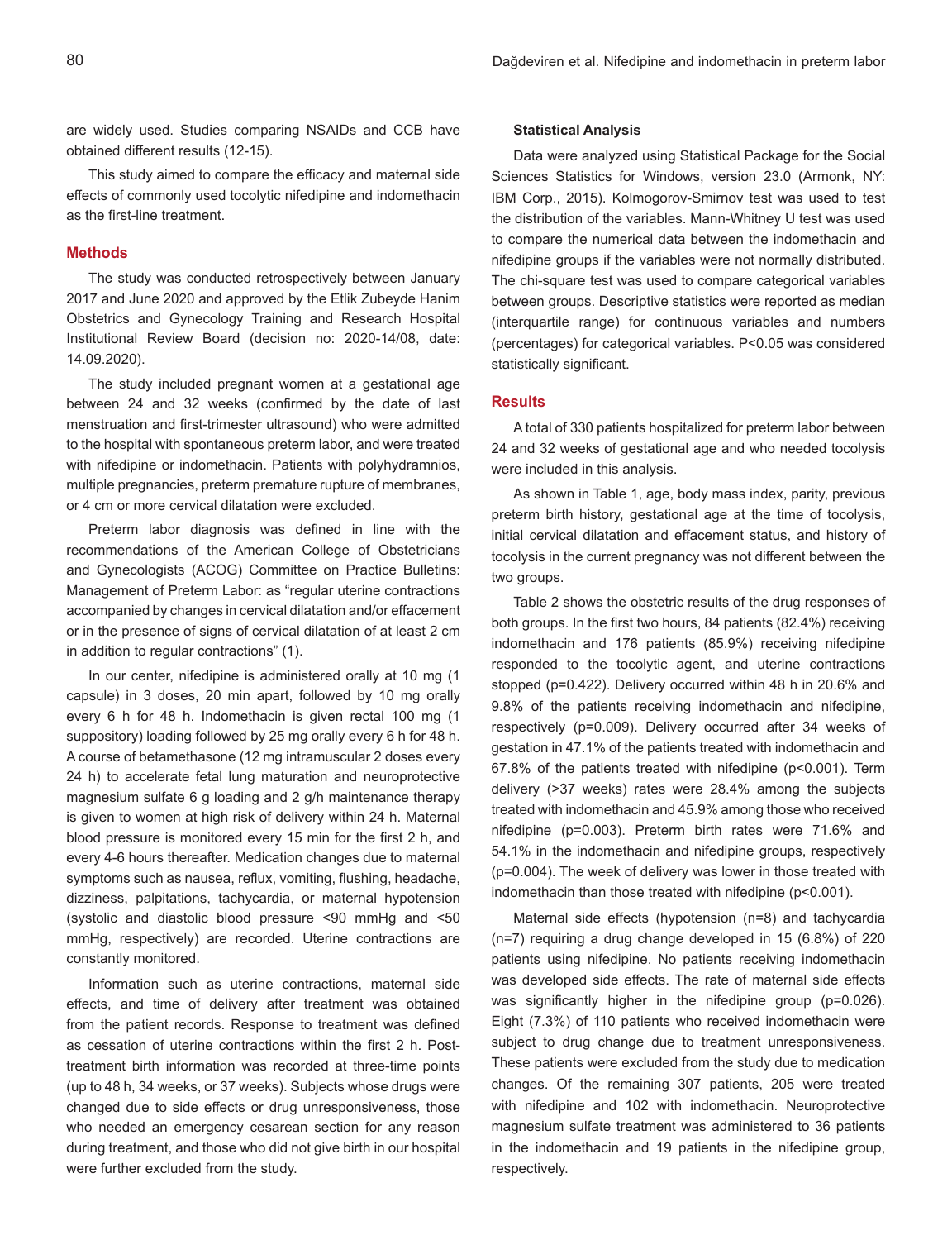are widely used. Studies comparing NSAIDs and CCB have obtained different results (12-15).

This study aimed to compare the efficacy and maternal side effects of commonly used tocolytic nifedipine and indomethacin as the first-line treatment.

## Methods

The study was conducted retrospectively between January 2017 and June 2020 and approved by the Etlik Zubeyde Hanim Obstetrics and Gynecology Training and Research Hospital Institutional Review Board (decision no: 2020-14/08, date: 14.09.2020).

The study included pregnant women at a gestational age between 24 and 32 weeks (confirmed by the date of last menstruation and first-trimester ultrasound) who were admitted to the hospital with spontaneous preterm labor, and were treated with nifedipine or indomethacin. Patients with polyhydramnios, multiple pregnancies, preterm premature rupture of membranes, or 4 cm or more cervical dilatation were excluded.

Preterm labor diagnosis was defined in line with the recommendations of the American College of Obstetricians and Gynecologists (ACOG) Committee on Practice Bulletins: Management of Preterm Labor: as "regular uterine contractions accompanied by changes in cervical dilatation and/or effacement or in the presence of signs of cervical dilatation of at least 2 cm in addition to regular contractions" (1).

In our center, nifedipine is administered orally at 10 mg (1 capsule) in 3 doses, 20 min apart, followed by 10 mg orally every 6 h for 48 h. Indomethacin is given rectal 100 mg (1 suppository) loading followed by 25 mg orally every 6 h for 48 h. A course of betamethasone (12 mg intramuscular 2 doses every 24 h) to accelerate fetal lung maturation and neuroprotective magnesium sulfate 6 g loading and 2 g/h maintenance therapy is given to women at high risk of delivery within 24 h. Maternal blood pressure is monitored every 15 min for the first 2 h, and every 4-6 hours thereafter. Medication changes due to maternal symptoms such as nausea, reflux, vomiting, flushing, headache, dizziness, palpitations, tachycardia, or maternal hypotension (systolic and diastolic blood pressure <90 mmHg and <50 mmHg, respectively) are recorded. Uterine contractions are constantly monitored.

Information such as uterine contractions, maternal side effects, and time of delivery after treatment was obtained from the patient records. Response to treatment was defined as cessation of uterine contractions within the first 2 h. Post-treatment birth information was recorded at three-time points (up to 48 h, 34 weeks, or 37 weeks). Subjects whose drugs were changed due to side effects or drug unresponsiveness, those who needed an emergency cesarean section for any reason during treatment, and those who did not give birth in our hospital were further excluded from the study.

### Statistical Analysis

Data were analyzed using Statistical Package for the Social Sciences Statistics for Windows, version 23.0 (Armonk, NY: IBM Corp., 2015). Kolmogorov-Smirnov test was used to test the distribution of the variables. Mann-Whitney U test was used to compare the numerical data between the indomethacin and nifedipine groups if the variables were not normally distributed. The chi-square test was used to compare categorical variables between groups. Descriptive statistics were reported as median (interquartile range) for continuous variables and numbers (percentages) for categorical variables. P<0.05 was considered statistically significant.

## Results

A total of 330 patients hospitalized for preterm labor between 24 and 32 weeks of gestational age and who needed tocolysis were included in this analysis.

As shown in Table 1, age, body mass index, parity, previous preterm birth history, gestational age at the time of tocolysis, initial cervical dilatation and effacement status, and history of tocolysis in the current pregnancy was not different between the two groups.

Table 2 shows the obstetric results of the drug responses of both groups. In the first two hours, 84 patients (82.4%) receiving indomethacin and 176 patients (85.9%) receiving nifedipine responded to the tocolytic agent, and uterine contractions stopped (p=0.422). Delivery occurred within 48 h in 20.6% and 9.8% of the patients receiving indomethacin and nifedipine, respectively (p=0.009). Delivery occurred after 34 weeks of gestation in 47.1% of the patients treated with indomethacin and 67.8% of the patients treated with nifedipine (p<0.001). Term delivery (>37 weeks) rates were 28.4% among the subjects treated with indomethacin and 45.9% among those who received nifedipine (p=0.003). Preterm birth rates were 71.6% and 54.1% in the indomethacin and nifedipine groups, respectively (p=0.004). The week of delivery was lower in those treated with indomethacin than those treated with nifedipine (p<0.001).

Maternal side effects (hypotension (n=8) and tachycardia (n=7) requiring a drug change developed in 15 (6.8%) of 220 patients using nifedipine. No patients receiving indomethacin was developed side effects. The rate of maternal side effects was significantly higher in the nifedipine group (p=0.026). Eight (7.3%) of 110 patients who received indomethacin were subject to drug change due to treatment unresponsiveness. These patients were excluded from the study due to medication changes. Of the remaining 307 patients, 205 were treated with nifedipine and 102 with indomethacin. Neuroprotective magnesium sulfate treatment was administered to 36 patients in the indomethacin and 19 patients in the nifedipine group, respectively.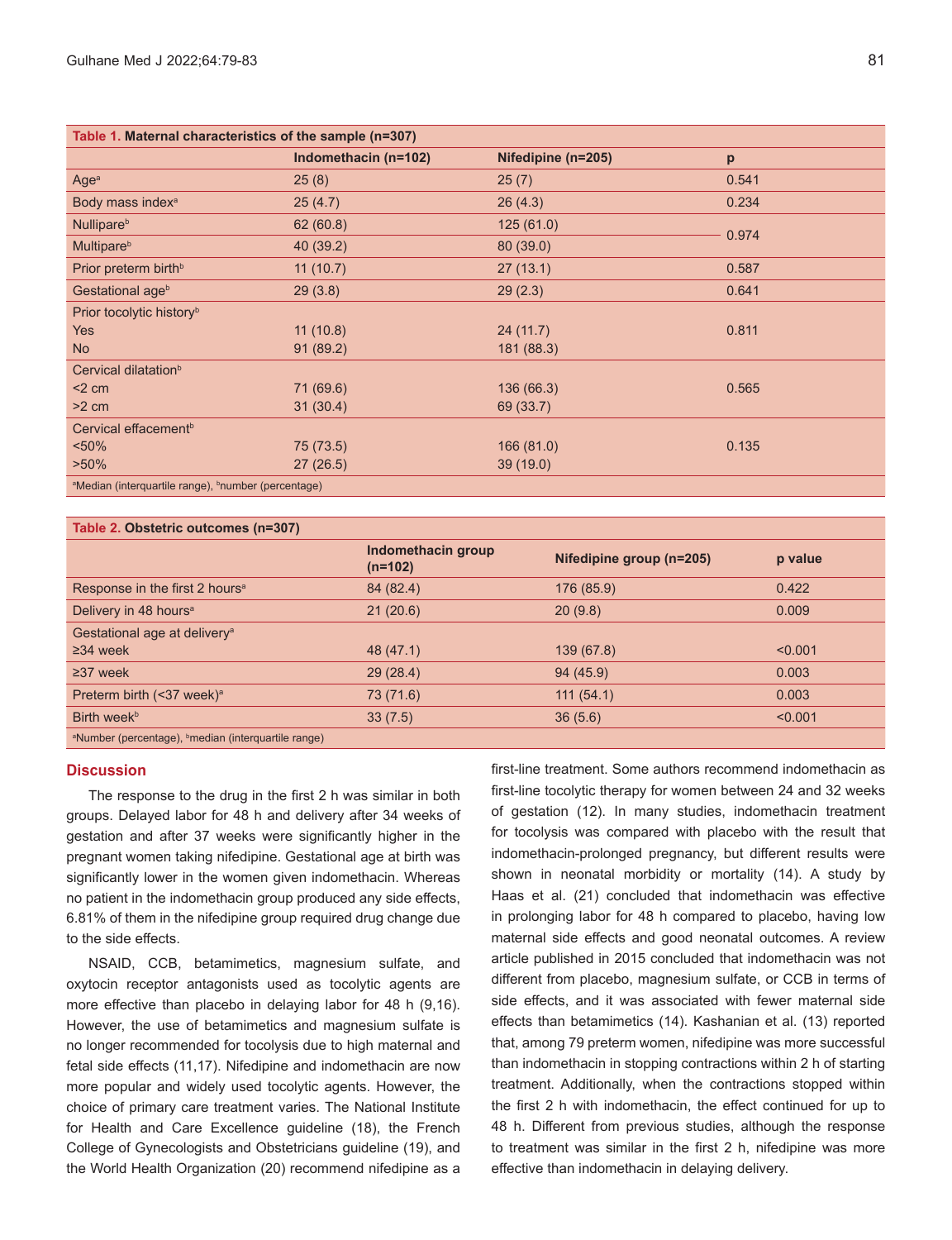**Table 1. Maternal characteristics of the sample (n=307)**

| | Indomethacin (n=102) | Nifedipine (n=205) | p |
|---|---|---|---|
| Age[a] | 25 (8) | 25 (7) | 0.541 |
| Body mass index[a] | 25 (4.7) | 26 (4.3) | 0.234 |
| Nullipare[b] | 62 (60.8) | 125 (61.0) | 0.974 |
| Multipare[b] | 40 (39.2) | 80 (39.0) | |
| Prior preterm birth[b] | 11 (10.7) | 27 (13.1) | 0.587 |
| Gestational age[b] | 29 (3.8) | 29 (2.3) | 0.641 |
| Prior tocolytic history[b] | | | |
| Yes | 11 (10.8) | 24 (11.7) | 0.811 |
| No | 91 (89.2) | 181 (88.3) | |
| Cervical dilatation[b] | | | |
| <2 cm | 71 (69.6) | 136 (66.3) | 0.565 |
| >2 cm | 31 (30.4) | 69 (33.7) | |
| Cervical effacement[b] | | | |
| <50% | 75 (73.5) | 166 (81.0) | 0.135 |
| >50% | 27 (26.5) | 39 (19.0) | |

[a]Median (interquartile range), [b]number (percentage)

**Table 2. Obstetric outcomes (n=307)**

| | Indomethacin group (n=102) | Nifedipine group (n=205) | p value |
|---|---|---|---|
| Response in the first 2 hours[a] | 84 (82.4) | 176 (85.9) | 0.422 |
| Delivery in 48 hours[a] | 21 (20.6) | 20 (9.8) | 0.009 |
| Gestational age at delivery[a] | | | |
| ≥34 week | 48 (47.1) | 139 (67.8) | <0.001 |
| ≥37 week | 29 (28.4) | 94 (45.9) | 0.003 |
| Preterm birth (<37 week)[a] | 73 (71.6) | 111 (54.1) | 0.003 |
| Birth week[b] | 33 (7.5) | 36 (5.6) | <0.001 |

[a]Number (percentage), [b]median (interquartile range)

## Discussion

The response to the drug in the first 2 h was similar in both groups. Delayed labor for 48 h and delivery after 34 weeks of gestation and after 37 weeks were significantly higher in the pregnant women taking nifedipine. Gestational age at birth was significantly lower in the women given indomethacin. Whereas no patient in the indomethacin group produced any side effects, 6.81% of them in the nifedipine group required drug change due to the side effects.

NSAID, CCB, betamimetics, magnesium sulfate, and oxytocin receptor antagonists used as tocolytic agents are more effective than placebo in delaying labor for 48 h (9,16). However, the use of betamimetics and magnesium sulfate is no longer recommended for tocolysis due to high maternal and fetal side effects (11,17). Nifedipine and indomethacin are now more popular and widely used tocolytic agents. However, the choice of primary care treatment varies. The National Institute for Health and Care Excellence guideline (18), the French College of Gynecologists and Obstetricians guideline (19), and the World Health Organization (20) recommend nifedipine as a first-line treatment. Some authors recommend indomethacin as first-line tocolytic therapy for women between 24 and 32 weeks of gestation (12). In many studies, indomethacin treatment for tocolysis was compared with placebo with the result that indomethacin-prolonged pregnancy, but different results were shown in neonatal morbidity or mortality (14). A study by Haas et al. (21) concluded that indomethacin was effective in prolonging labor for 48 h compared to placebo, having low maternal side effects and good neonatal outcomes. A review article published in 2015 concluded that indomethacin was not different from placebo, magnesium sulfate, or CCB in terms of side effects, and it was associated with fewer maternal side effects than betamimetics (14). Kashanian et al. (13) reported that, among 79 preterm women, nifedipine was more successful than indomethacin in stopping contractions within 2 h of starting treatment. Additionally, when the contractions stopped within the first 2 h with indomethacin, the effect continued for up to 48 h. Different from previous studies, although the response to treatment was similar in the first 2 h, nifedipine was more effective than indomethacin in delaying delivery.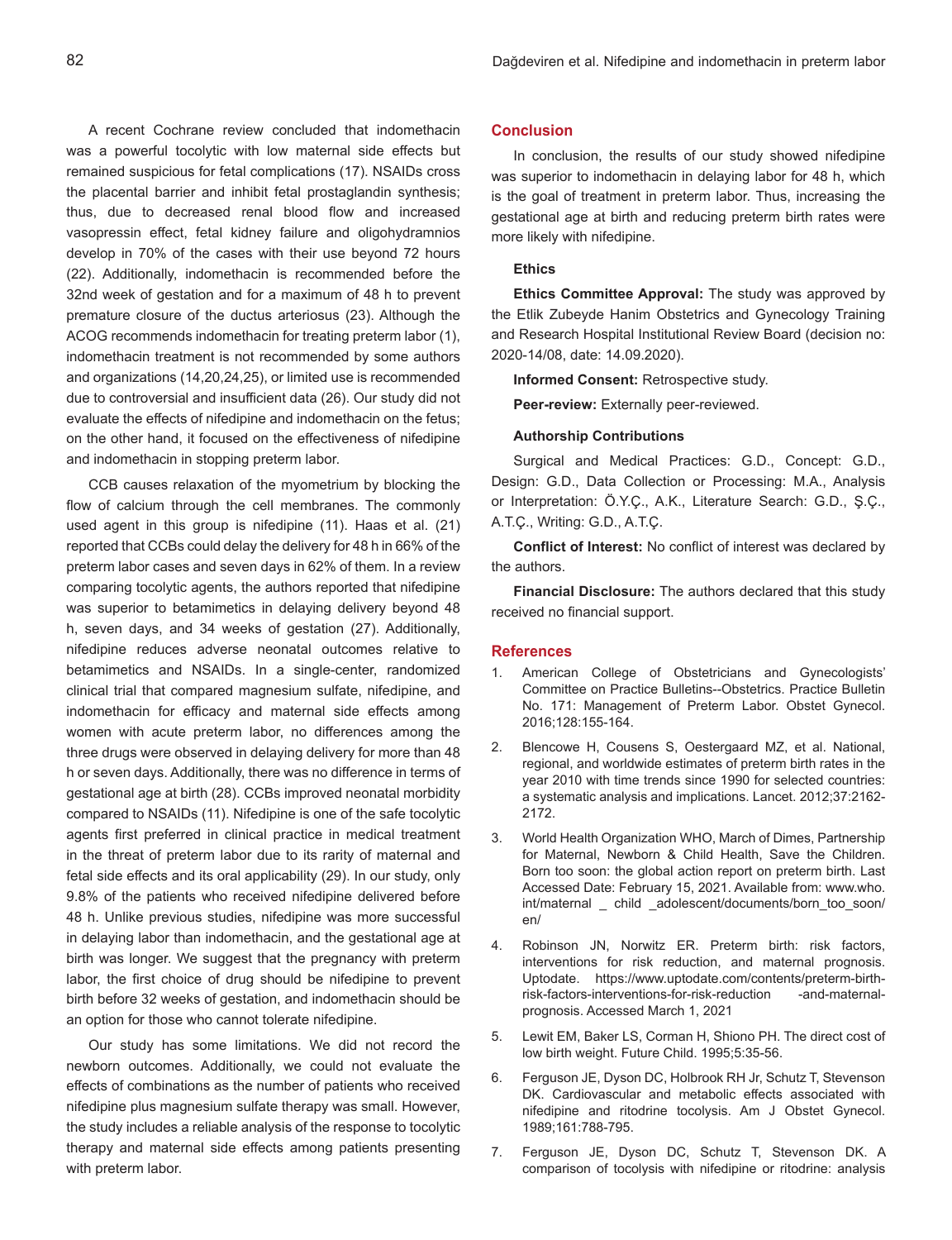A recent Cochrane review concluded that indomethacin was a powerful tocolytic with low maternal side effects but remained suspicious for fetal complications (17). NSAIDs cross the placental barrier and inhibit fetal prostaglandin synthesis; thus, due to decreased renal blood flow and increased vasopressin effect, fetal kidney failure and oligohydramnios develop in 70% of the cases with their use beyond 72 hours (22). Additionally, indomethacin is recommended before the 32nd week of gestation and for a maximum of 48 h to prevent premature closure of the ductus arteriosus (23). Although the ACOG recommends indomethacin for treating preterm labor (1), indomethacin treatment is not recommended by some authors and organizations (14,20,24,25), or limited use is recommended due to controversial and insufficient data (26). Our study did not evaluate the effects of nifedipine and indomethacin on the fetus; on the other hand, it focused on the effectiveness of nifedipine and indomethacin in stopping preterm labor.

CCB causes relaxation of the myometrium by blocking the flow of calcium through the cell membranes. The commonly used agent in this group is nifedipine (11). Haas et al. (21) reported that CCBs could delay the delivery for 48 h in 66% of the preterm labor cases and seven days in 62% of them. In a review comparing tocolytic agents, the authors reported that nifedipine was superior to betamimetics in delaying delivery beyond 48 h, seven days, and 34 weeks of gestation (27). Additionally, nifedipine reduces adverse neonatal outcomes relative to betamimetics and NSAIDs. In a single-center, randomized clinical trial that compared magnesium sulfate, nifedipine, and indomethacin for efficacy and maternal side effects among women with acute preterm labor, no differences among the three drugs were observed in delaying delivery for more than 48 h or seven days. Additionally, there was no difference in terms of gestational age at birth (28). CCBs improved neonatal morbidity compared to NSAIDs (11). Nifedipine is one of the safe tocolytic agents first preferred in clinical practice in medical treatment in the threat of preterm labor due to its rarity of maternal and fetal side effects and its oral applicability (29). In our study, only 9.8% of the patients who received nifedipine delivered before 48 h. Unlike previous studies, nifedipine was more successful in delaying labor than indomethacin, and the gestational age at birth was longer. We suggest that the pregnancy with preterm labor, the first choice of drug should be nifedipine to prevent birth before 32 weeks of gestation, and indomethacin should be an option for those who cannot tolerate nifedipine.

Our study has some limitations. We did not record the newborn outcomes. Additionally, we could not evaluate the effects of combinations as the number of patients who received nifedipine plus magnesium sulfate therapy was small. However, the study includes a reliable analysis of the response to tocolytic therapy and maternal side effects among patients presenting with preterm labor.

## Conclusion

In conclusion, the results of our study showed nifedipine was superior to indomethacin in delaying labor for 48 h, which is the goal of treatment in preterm labor. Thus, increasing the gestational age at birth and reducing preterm birth rates were more likely with nifedipine.

### Ethics

**Ethics Committee Approval:** The study was approved by the Etlik Zubeyde Hanim Obstetrics and Gynecology Training and Research Hospital Institutional Review Board (decision no: 2020-14/08, date: 14.09.2020).

**Informed Consent:** Retrospective study.

**Peer-review:** Externally peer-reviewed.

### Authorship Contributions

Surgical and Medical Practices: G.D., Concept: G.D., Design: G.D., Data Collection or Processing: M.A., Analysis or Interpretation: Ö.Y.Ç., A.K., Literature Search: G.D., Ş.Ç., A.T.Ç., Writing: G.D., A.T.Ç.

**Conflict of Interest:** No conflict of interest was declared by the authors.

**Financial Disclosure:** The authors declared that this study received no financial support.

## References

1. American College of Obstetricians and Gynecologists' Committee on Practice Bulletins--Obstetrics. Practice Bulletin No. 171: Management of Preterm Labor. Obstet Gynecol. 2016;128:155-164.
2. Blencowe H, Cousens S, Oestergaard MZ, et al. National, regional, and worldwide estimates of preterm birth rates in the year 2010 with time trends since 1990 for selected countries: a systematic analysis and implications. Lancet. 2012;37:2162-2172.
3. World Health Organization WHO, March of Dimes, Partnership for Maternal, Newborn & Child Health, Save the Children. Born too soon: the global action report on preterm birth. Last Accessed Date: February 15, 2021. Available from: www.who.int/maternal _ child _adolescent/documents/born_too_soon/en/
4. Robinson JN, Norwitz ER. Preterm birth: risk factors, interventions for risk reduction, and maternal prognosis. Uptodate. https://www.uptodate.com/contents/preterm-birth-risk-factors-interventions-for-risk-reduction -and-maternal-prognosis. Accessed March 1, 2021
5. Lewit EM, Baker LS, Corman H, Shiono PH. The direct cost of low birth weight. Future Child. 1995;5:35-56.
6. Ferguson JE, Dyson DC, Holbrook RH Jr, Schutz T, Stevenson DK. Cardiovascular and metabolic effects associated with nifedipine and ritodrine tocolysis. Am J Obstet Gynecol. 1989;161:788-795.
7. Ferguson JE, Dyson DC, Schutz T, Stevenson DK. A comparison of tocolysis with nifedipine or ritodrine: analysis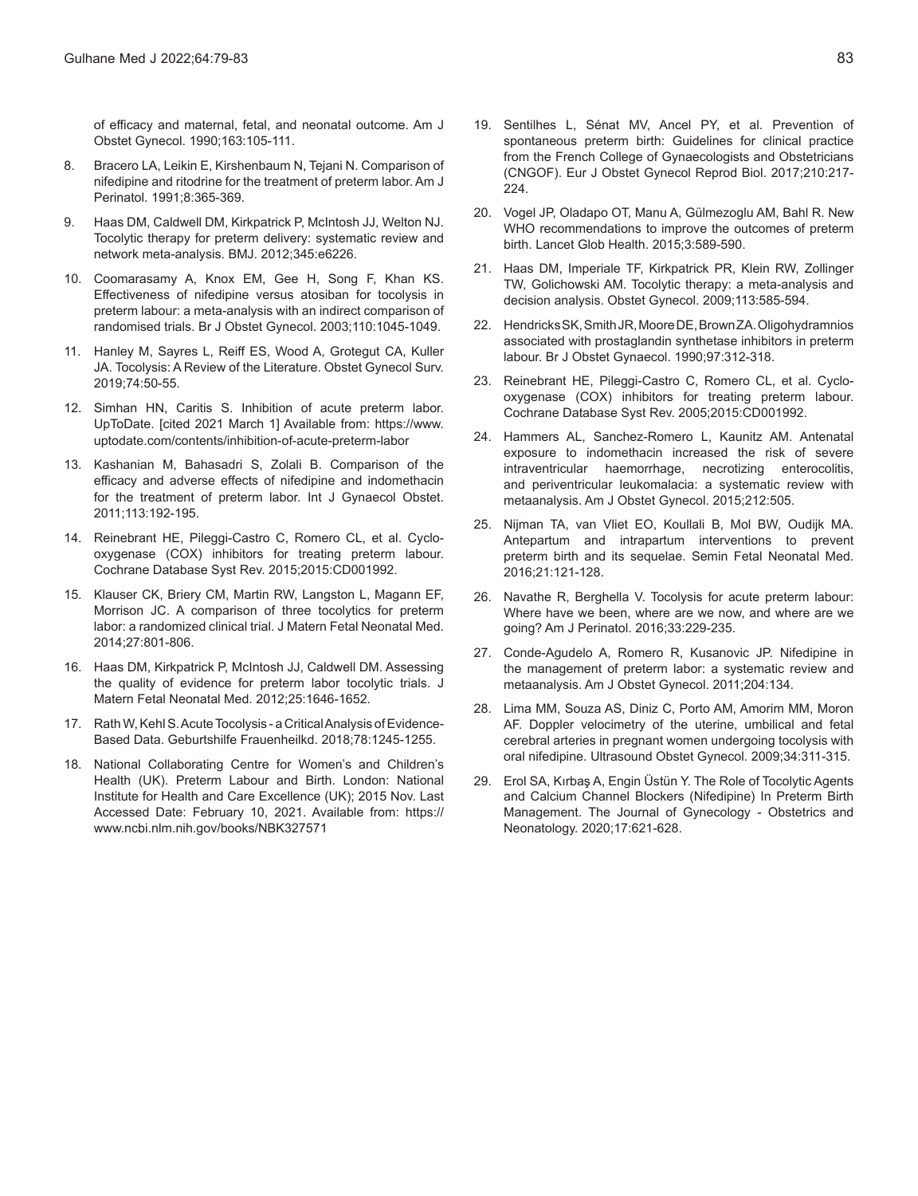of efficacy and maternal, fetal, and neonatal outcome. Am J Obstet Gynecol. 1990;163:105-111.

8. Bracero LA, Leikin E, Kirshenbaum N, Tejani N. Comparison of nifedipine and ritodrine for the treatment of preterm labor. Am J Perinatol. 1991;8:365-369.

9. Haas DM, Caldwell DM, Kirkpatrick P, McIntosh JJ, Welton NJ. Tocolytic therapy for preterm delivery: systematic review and network meta-analysis. BMJ. 2012;345:e6226.

10. Coomarasamy A, Knox EM, Gee H, Song F, Khan KS. Effectiveness of nifedipine versus atosiban for tocolysis in preterm labour: a meta-analysis with an indirect comparison of randomised trials. Br J Obstet Gynecol. 2003;110:1045-1049.

11. Hanley M, Sayres L, Reiff ES, Wood A, Grotegut CA, Kuller JA. Tocolysis: A Review of the Literature. Obstet Gynecol Surv. 2019;74:50-55.

12. Simhan HN, Caritis S. Inhibition of acute preterm labor. UpToDate. [cited 2021 March 1] Available from: https://www.uptodate.com/contents/inhibition-of-acute-preterm-labor

13. Kashanian M, Bahasadri S, Zolali B. Comparison of the efficacy and adverse effects of nifedipine and indomethacin for the treatment of preterm labor. Int J Gynaecol Obstet. 2011;113:192-195.

14. Reinebrant HE, Pileggi-Castro C, Romero CL, et al. Cyclo-oxygenase (COX) inhibitors for treating preterm labour. Cochrane Database Syst Rev. 2015;2015:CD001992.

15. Klauser CK, Briery CM, Martin RW, Langston L, Magann EF, Morrison JC. A comparison of three tocolytics for preterm labor: a randomized clinical trial. J Matern Fetal Neonatal Med. 2014;27:801-806.

16. Haas DM, Kirkpatrick P, McIntosh JJ, Caldwell DM. Assessing the quality of evidence for preterm labor tocolytic trials. J Matern Fetal Neonatal Med. 2012;25:1646-1652.

17. Rath W, Kehl S. Acute Tocolysis - a Critical Analysis of Evidence-Based Data. Geburtshilfe Frauenheilkd. 2018;78:1245-1255.

18. National Collaborating Centre for Women's and Children's Health (UK). Preterm Labour and Birth. London: National Institute for Health and Care Excellence (UK); 2015 Nov. Last Accessed Date: February 10, 2021. Available from: https://www.ncbi.nlm.nih.gov/books/NBK327571

19. Sentilhes L, Sénat MV, Ancel PY, et al. Prevention of spontaneous preterm birth: Guidelines for clinical practice from the French College of Gynaecologists and Obstetricians (CNGOF). Eur J Obstet Gynecol Reprod Biol. 2017;210:217-224.

20. Vogel JP, Oladapo OT, Manu A, Gülmezoglu AM, Bahl R. New WHO recommendations to improve the outcomes of preterm birth. Lancet Glob Health. 2015;3:589-590.

21. Haas DM, Imperiale TF, Kirkpatrick PR, Klein RW, Zollinger TW, Golichowski AM. Tocolytic therapy: a meta-analysis and decision analysis. Obstet Gynecol. 2009;113:585-594.

22. Hendricks SK, Smith JR, Moore DE, Brown ZA. Oligohydramnios associated with prostaglandin synthetase inhibitors in preterm labour. Br J Obstet Gynaecol. 1990;97:312-318.

23. Reinebrant HE, Pileggi-Castro C, Romero CL, et al. Cyclo-oxygenase (COX) inhibitors for treating preterm labour. Cochrane Database Syst Rev. 2005;2015:CD001992.

24. Hammers AL, Sanchez-Romero L, Kaunitz AM. Antenatal exposure to indomethacin increased the risk of severe intraventricular haemorrhage, necrotizing enterocolitis, and periventricular leukomalacia: a systematic review with metaanalysis. Am J Obstet Gynecol. 2015;212:505.

25. Nijman TA, van Vliet EO, Koullali B, Mol BW, Oudijk MA. Antepartum and intrapartum interventions to prevent preterm birth and its sequelae. Semin Fetal Neonatal Med. 2016;21:121-128.

26. Navathe R, Berghella V. Tocolysis for acute preterm labour: Where have we been, where are we now, and where are we going? Am J Perinatol. 2016;33:229-235.

27. Conde-Agudelo A, Romero R, Kusanovic JP. Nifedipine in the management of preterm labor: a systematic review and metaanalysis. Am J Obstet Gynecol. 2011;204:134.

28. Lima MM, Souza AS, Diniz C, Porto AM, Amorim MM, Moron AF. Doppler velocimetry of the uterine, umbilical and fetal cerebral arteries in pregnant women undergoing tocolysis with oral nifedipine. Ultrasound Obstet Gynecol. 2009;34:311-315.

29. Erol SA, Kırbaş A, Engin Üstün Y. The Role of Tocolytic Agents and Calcium Channel Blockers (Nifedipine) In Preterm Birth Management. The Journal of Gynecology - Obstetrics and Neonatology. 2020;17:621-628.